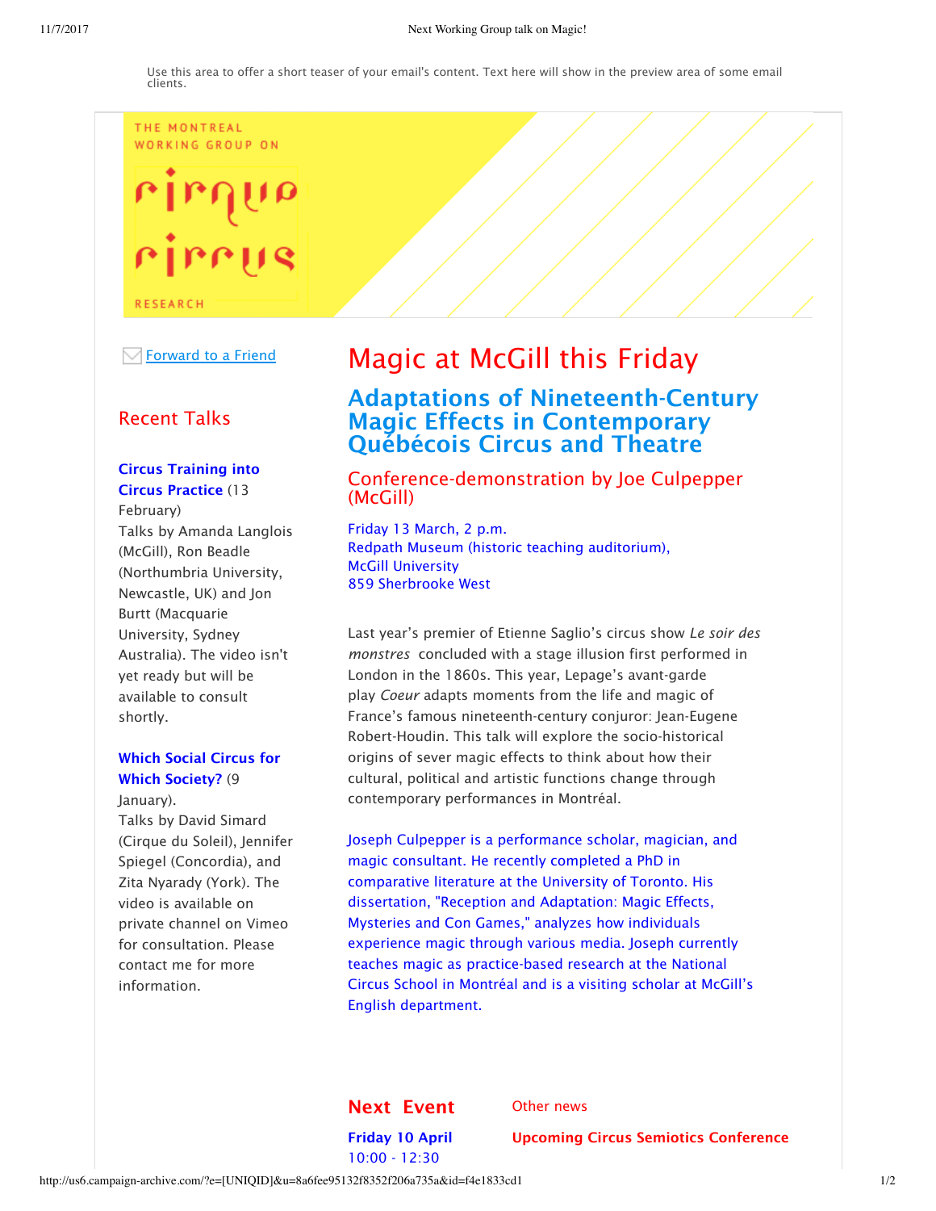Use this area to offer a short teaser of your email's content. Text here will show in the preview area of some email clients.

THE MONTREAL WORKING GROUP ON

cirque circus

RESEARCH

Forward to a Friend

## Recent Talks

**Circus Training into Circus Practice** (13 February)
Talks by Amanda Langlois (McGill), Ron Beadle (Northumbria University, Newcastle, UK) and Jon Burtt (Macquarie University, Sydney Australia). The video isn't yet ready but will be available to consult shortly.

**Which Social Circus for Which Society?** (9 January).
Talks by David Simard (Cirque du Soleil), Jennifer Spiegel (Concordia), and Zita Nyarady (York). The video is available on private channel on Vimeo for consultation. Please contact me for more information.

# Magic at McGill this Friday

## Adaptations of Nineteenth-Century Magic Effects in Contemporary Québécois Circus and Theatre

### Conference-demonstration by Joe Culpepper (McGill)

Friday 13 March, 2 p.m.
Redpath Museum (historic teaching auditorium),
McGill University
859 Sherbrooke West

Last year's premier of Etienne Saglio's circus show *Le soir des monstres* concluded with a stage illusion first performed in London in the 1860s. This year, Lepage's avant-garde play *Coeur* adapts moments from the life and magic of France's famous nineteenth-century conjuror: Jean-Eugene Robert-Houdin. This talk will explore the socio-historical origins of sever magic effects to think about how their cultural, political and artistic functions change through contemporary performances in Montréal.

Joseph Culpepper is a performance scholar, magician, and magic consultant. He recently completed a PhD in comparative literature at the University of Toronto. His dissertation, "Reception and Adaptation: Magic Effects, Mysteries and Con Games," analyzes how individuals experience magic through various media. Joseph currently teaches magic as practice-based research at the National Circus School in Montréal and is a visiting scholar at McGill's English department.

## Next Event

**Friday 10 April**
10:00 - 12:30

Other news

**Upcoming Circus Semiotics Conference**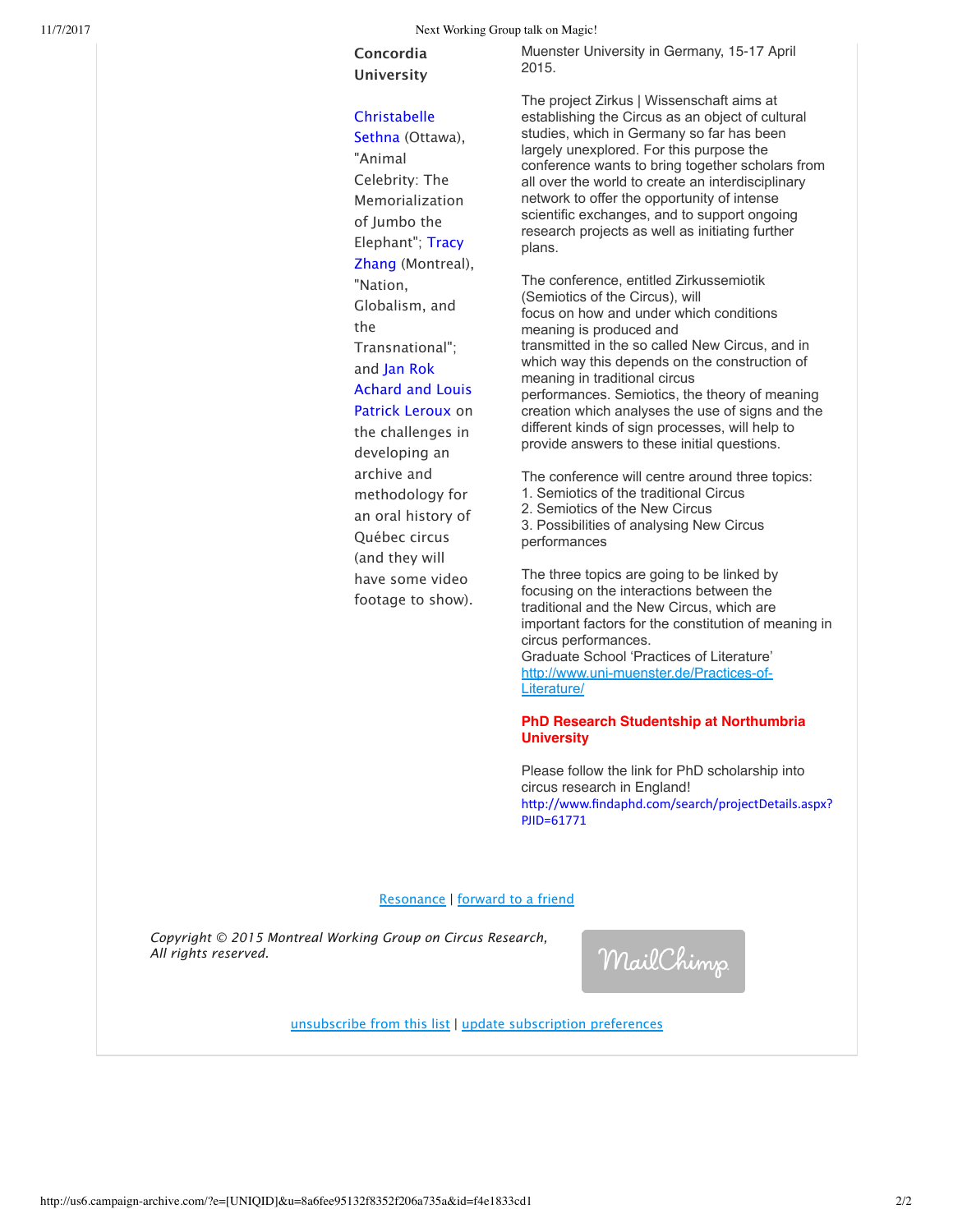**Concordia University**

Christabelle Sethna (Ottawa), "Animal Celebrity: The Memorialization of Jumbo the Elephant"; Tracy Zhang (Montreal), "Nation, Globalism, and the Transnational"; and Jan Rok Achard and Louis Patrick Leroux on the challenges in developing an archive and methodology for an oral history of Québec circus (and they will have some video footage to show).

Muenster University in Germany, 15-17 April 2015.

The project Zirkus | Wissenschaft aims at establishing the Circus as an object of cultural studies, which in Germany so far has been largely unexplored. For this purpose the conference wants to bring together scholars from all over the world to create an interdisciplinary network to offer the opportunity of intense scientific exchanges, and to support ongoing research projects as well as initiating further plans.

The conference, entitled Zirkussemiotik (Semiotics of the Circus), will focus on how and under which conditions meaning is produced and transmitted in the so called New Circus, and in which way this depends on the construction of meaning in traditional circus performances. Semiotics, the theory of meaning creation which analyses the use of signs and the different kinds of sign processes, will help to provide answers to these initial questions.

The conference will centre around three topics:
1. Semiotics of the traditional Circus
2. Semiotics of the New Circus
3. Possibilities of analysing New Circus performances

The three topics are going to be linked by focusing on the interactions between the traditional and the New Circus, which are important factors for the constitution of meaning in circus performances.
Graduate School 'Practices of Literature'
http://www.uni-muenster.de/Practices-of-Literature/

**PhD Research Studentship at Northumbria University**

Please follow the link for PhD scholarship into circus research in England!
http://www.findaphd.com/search/projectDetails.aspx?PJID=61771

Resonance | forward to a friend

*Copyright © 2015 Montreal Working Group on Circus Research, All rights reserved.*

MailChimp

unsubscribe from this list | update subscription preferences